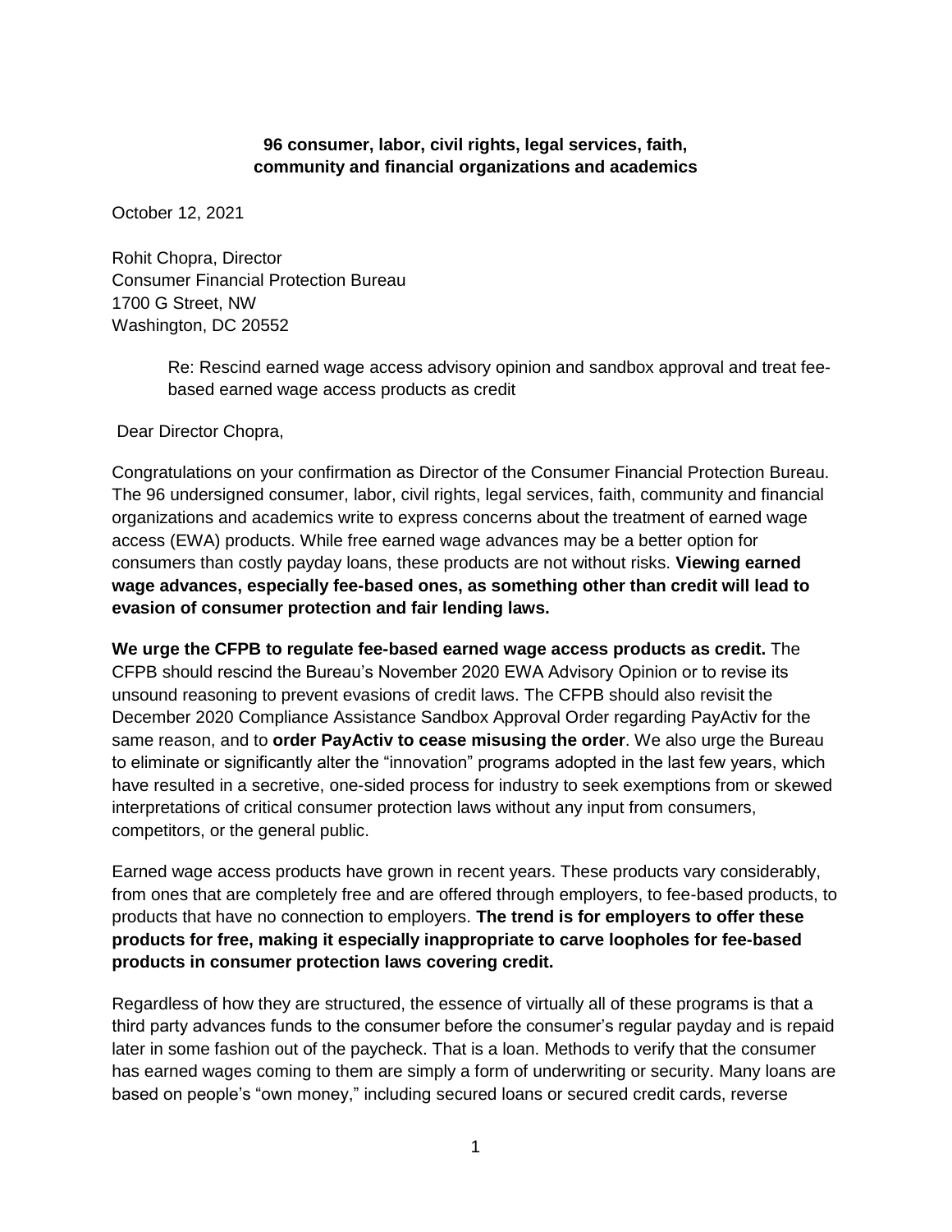**96 consumer, labor, civil rights, legal services, faith, community and financial organizations and academics**

October 12, 2021

Rohit Chopra, Director
Consumer Financial Protection Bureau
1700 G Street, NW
Washington, DC 20552

> Re: Rescind earned wage access advisory opinion and sandbox approval and treat fee-based earned wage access products as credit

Dear Director Chopra,

Congratulations on your confirmation as Director of the Consumer Financial Protection Bureau. The 96 undersigned consumer, labor, civil rights, legal services, faith, community and financial organizations and academics write to express concerns about the treatment of earned wage access (EWA) products. While free earned wage advances may be a better option for consumers than costly payday loans, these products are not without risks. **Viewing earned wage advances, especially fee-based ones, as something other than credit will lead to evasion of consumer protection and fair lending laws.**

**We urge the CFPB to regulate fee-based earned wage access products as credit.** The CFPB should rescind the Bureau's November 2020 EWA Advisory Opinion or to revise its unsound reasoning to prevent evasions of credit laws. The CFPB should also revisit the December 2020 Compliance Assistance Sandbox Approval Order regarding PayActiv for the same reason, and to **order PayActiv to cease misusing the order**. We also urge the Bureau to eliminate or significantly alter the "innovation" programs adopted in the last few years, which have resulted in a secretive, one-sided process for industry to seek exemptions from or skewed interpretations of critical consumer protection laws without any input from consumers, competitors, or the general public.

Earned wage access products have grown in recent years. These products vary considerably, from ones that are completely free and are offered through employers, to fee-based products, to products that have no connection to employers. **The trend is for employers to offer these products for free, making it especially inappropriate to carve loopholes for fee-based products in consumer protection laws covering credit.**

Regardless of how they are structured, the essence of virtually all of these programs is that a third party advances funds to the consumer before the consumer's regular payday and is repaid later in some fashion out of the paycheck. That is a loan. Methods to verify that the consumer has earned wages coming to them are simply a form of underwriting or security. Many loans are based on people's "own money," including secured loans or secured credit cards, reverse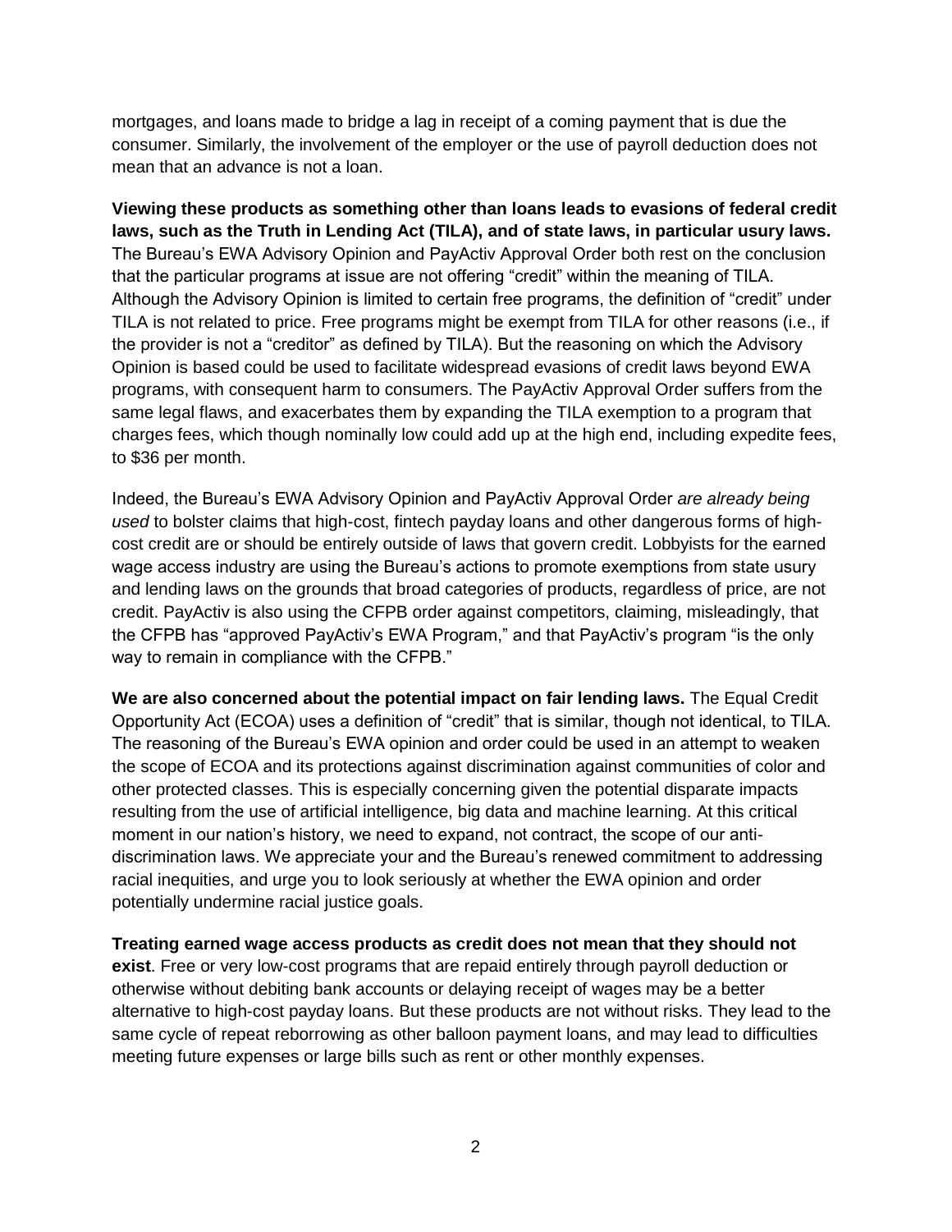mortgages, and loans made to bridge a lag in receipt of a coming payment that is due the consumer. Similarly, the involvement of the employer or the use of payroll deduction does not mean that an advance is not a loan.

**Viewing these products as something other than loans leads to evasions of federal credit laws, such as the Truth in Lending Act (TILA), and of state laws, in particular usury laws.** The Bureau's EWA Advisory Opinion and PayActiv Approval Order both rest on the conclusion that the particular programs at issue are not offering "credit" within the meaning of TILA. Although the Advisory Opinion is limited to certain free programs, the definition of "credit" under TILA is not related to price. Free programs might be exempt from TILA for other reasons (i.e., if the provider is not a "creditor" as defined by TILA). But the reasoning on which the Advisory Opinion is based could be used to facilitate widespread evasions of credit laws beyond EWA programs, with consequent harm to consumers. The PayActiv Approval Order suffers from the same legal flaws, and exacerbates them by expanding the TILA exemption to a program that charges fees, which though nominally low could add up at the high end, including expedite fees, to $36 per month.

Indeed, the Bureau's EWA Advisory Opinion and PayActiv Approval Order *are already being used* to bolster claims that high-cost, fintech payday loans and other dangerous forms of high-cost credit are or should be entirely outside of laws that govern credit. Lobbyists for the earned wage access industry are using the Bureau's actions to promote exemptions from state usury and lending laws on the grounds that broad categories of products, regardless of price, are not credit. PayActiv is also using the CFPB order against competitors, claiming, misleadingly, that the CFPB has "approved PayActiv's EWA Program," and that PayActiv's program "is the only way to remain in compliance with the CFPB."

**We are also concerned about the potential impact on fair lending laws.** The Equal Credit Opportunity Act (ECOA) uses a definition of "credit" that is similar, though not identical, to TILA. The reasoning of the Bureau's EWA opinion and order could be used in an attempt to weaken the scope of ECOA and its protections against discrimination against communities of color and other protected classes. This is especially concerning given the potential disparate impacts resulting from the use of artificial intelligence, big data and machine learning. At this critical moment in our nation's history, we need to expand, not contract, the scope of our anti-discrimination laws. We appreciate your and the Bureau's renewed commitment to addressing racial inequities, and urge you to look seriously at whether the EWA opinion and order potentially undermine racial justice goals.

**Treating earned wage access products as credit does not mean that they should not exist**. Free or very low-cost programs that are repaid entirely through payroll deduction or otherwise without debiting bank accounts or delaying receipt of wages may be a better alternative to high-cost payday loans. But these products are not without risks. They lead to the same cycle of repeat reborrowing as other balloon payment loans, and may lead to difficulties meeting future expenses or large bills such as rent or other monthly expenses.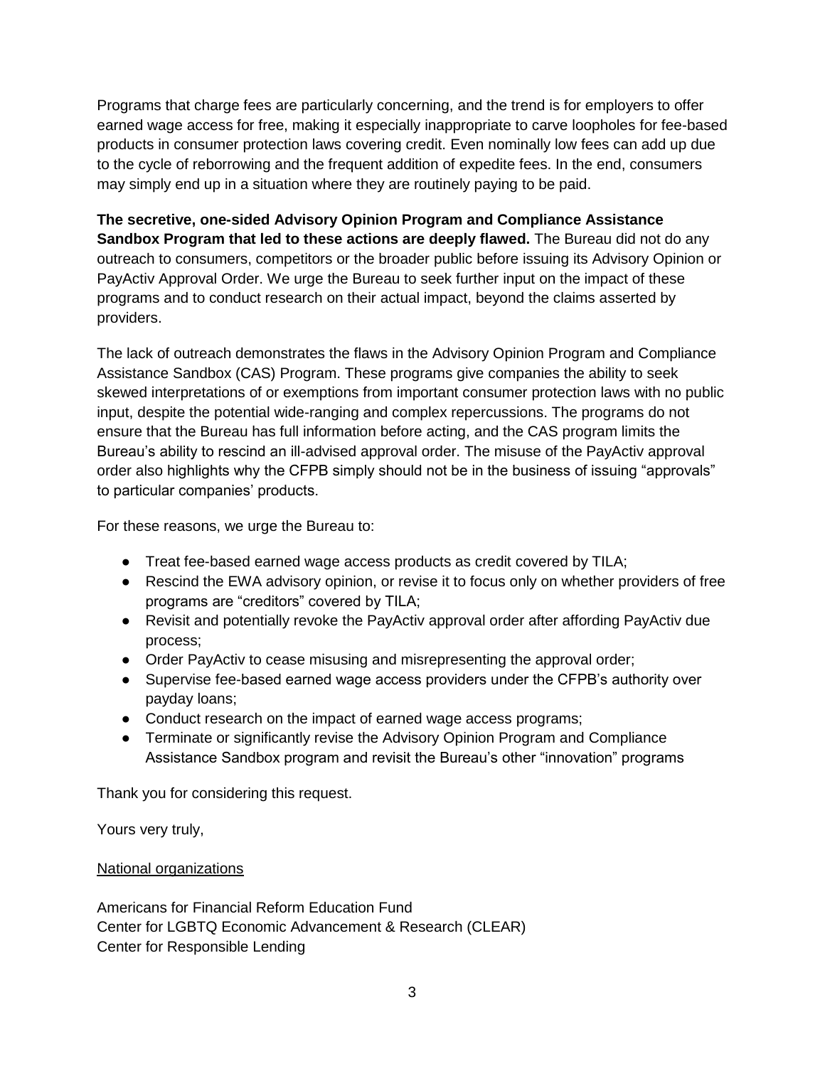Programs that charge fees are particularly concerning, and the trend is for employers to offer earned wage access for free, making it especially inappropriate to carve loopholes for fee-based products in consumer protection laws covering credit. Even nominally low fees can add up due to the cycle of reborrowing and the frequent addition of expedite fees. In the end, consumers may simply end up in a situation where they are routinely paying to be paid.

**The secretive, one-sided Advisory Opinion Program and Compliance Assistance Sandbox Program that led to these actions are deeply flawed.** The Bureau did not do any outreach to consumers, competitors or the broader public before issuing its Advisory Opinion or PayActiv Approval Order. We urge the Bureau to seek further input on the impact of these programs and to conduct research on their actual impact, beyond the claims asserted by providers.

The lack of outreach demonstrates the flaws in the Advisory Opinion Program and Compliance Assistance Sandbox (CAS) Program. These programs give companies the ability to seek skewed interpretations of or exemptions from important consumer protection laws with no public input, despite the potential wide-ranging and complex repercussions. The programs do not ensure that the Bureau has full information before acting, and the CAS program limits the Bureau's ability to rescind an ill-advised approval order. The misuse of the PayActiv approval order also highlights why the CFPB simply should not be in the business of issuing "approvals" to particular companies' products.

For these reasons, we urge the Bureau to:

- Treat fee-based earned wage access products as credit covered by TILA;
- Rescind the EWA advisory opinion, or revise it to focus only on whether providers of free programs are "creditors" covered by TILA;
- Revisit and potentially revoke the PayActiv approval order after affording PayActiv due process;
- Order PayActiv to cease misusing and misrepresenting the approval order;
- Supervise fee-based earned wage access providers under the CFPB's authority over payday loans;
- Conduct research on the impact of earned wage access programs;
- Terminate or significantly revise the Advisory Opinion Program and Compliance Assistance Sandbox program and revisit the Bureau's other "innovation" programs

Thank you for considering this request.

Yours very truly,

National organizations

Americans for Financial Reform Education Fund
Center for LGBTQ Economic Advancement & Research (CLEAR)
Center for Responsible Lending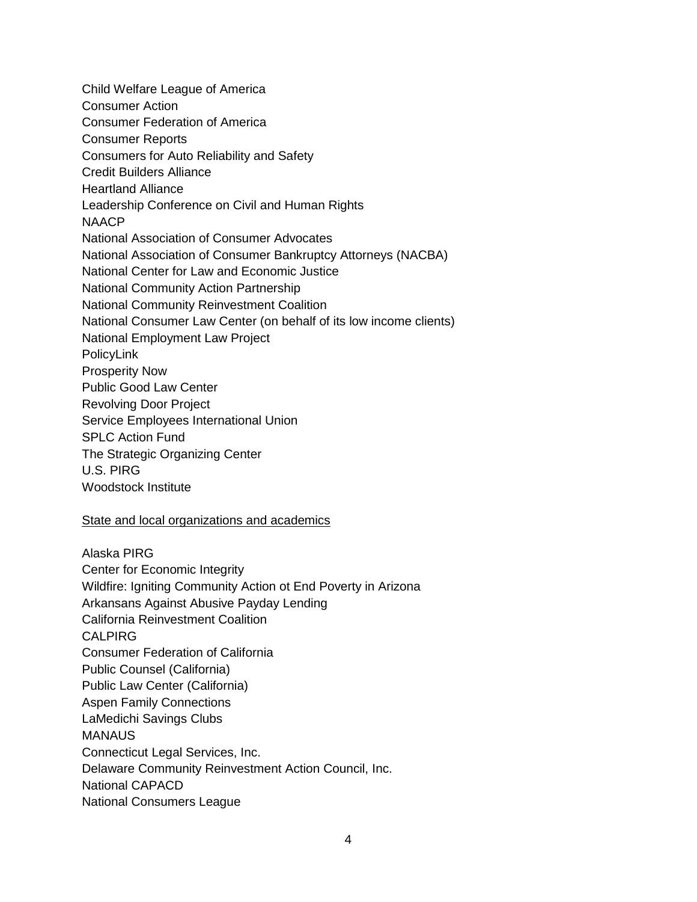Child Welfare League of America
Consumer Action
Consumer Federation of America
Consumer Reports
Consumers for Auto Reliability and Safety
Credit Builders Alliance
Heartland Alliance
Leadership Conference on Civil and Human Rights
NAACP
National Association of Consumer Advocates
National Association of Consumer Bankruptcy Attorneys (NACBA)
National Center for Law and Economic Justice
National Community Action Partnership
National Community Reinvestment Coalition
National Consumer Law Center (on behalf of its low income clients)
National Employment Law Project
PolicyLink
Prosperity Now
Public Good Law Center
Revolving Door Project
Service Employees International Union
SPLC Action Fund
The Strategic Organizing Center
U.S. PIRG
Woodstock Institute

<u>State and local organizations and academics</u>

Alaska PIRG
Center for Economic Integrity
Wildfire: Igniting Community Action ot End Poverty in Arizona
Arkansans Against Abusive Payday Lending
California Reinvestment Coalition
CALPIRG
Consumer Federation of California
Public Counsel (California)
Public Law Center (California)
Aspen Family Connections
LaMedichi Savings Clubs
MANAUS
Connecticut Legal Services, Inc.
Delaware Community Reinvestment Action Council, Inc.
National CAPACD
National Consumers League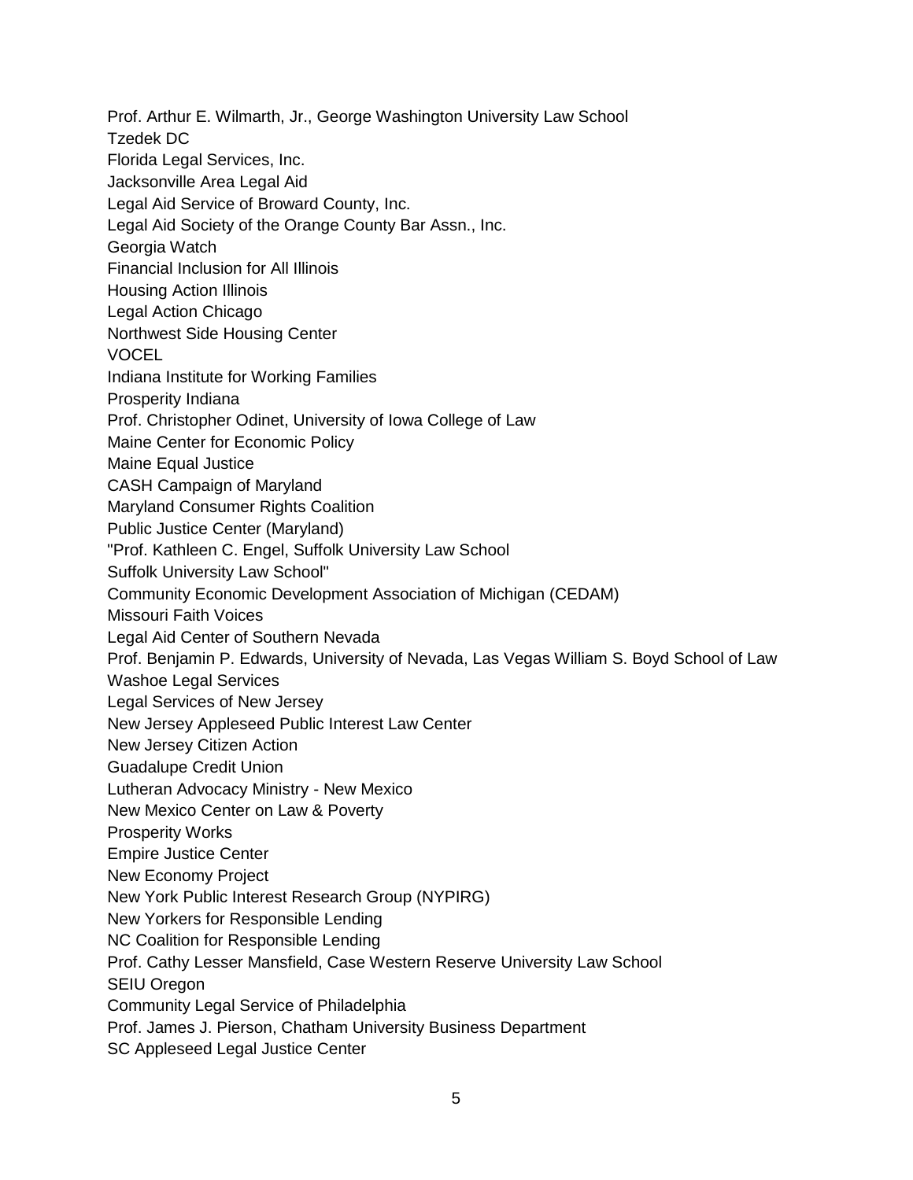Prof. Arthur E. Wilmarth, Jr., George Washington University Law School
Tzedek DC
Florida Legal Services, Inc.
Jacksonville Area Legal Aid
Legal Aid Service of Broward County, Inc.
Legal Aid Society of the Orange County Bar Assn., Inc.
Georgia Watch
Financial Inclusion for All Illinois
Housing Action Illinois
Legal Action Chicago
Northwest Side Housing Center
VOCEL
Indiana Institute for Working Families
Prosperity Indiana
Prof. Christopher Odinet, University of Iowa College of Law
Maine Center for Economic Policy
Maine Equal Justice
CASH Campaign of Maryland
Maryland Consumer Rights Coalition
Public Justice Center (Maryland)
"Prof. Kathleen C. Engel, Suffolk University Law School
Suffolk University Law School"
Community Economic Development Association of Michigan (CEDAM)
Missouri Faith Voices
Legal Aid Center of Southern Nevada
Prof. Benjamin P. Edwards, University of Nevada, Las Vegas William S. Boyd School of Law
Washoe Legal Services
Legal Services of New Jersey
New Jersey Appleseed Public Interest Law Center
New Jersey Citizen Action
Guadalupe Credit Union
Lutheran Advocacy Ministry - New Mexico
New Mexico Center on Law & Poverty
Prosperity Works
Empire Justice Center
New Economy Project
New York Public Interest Research Group (NYPIRG)
New Yorkers for Responsible Lending
NC Coalition for Responsible Lending
Prof. Cathy Lesser Mansfield, Case Western Reserve University Law School
SEIU Oregon
Community Legal Service of Philadelphia
Prof. James J. Pierson, Chatham University Business Department
SC Appleseed Legal Justice Center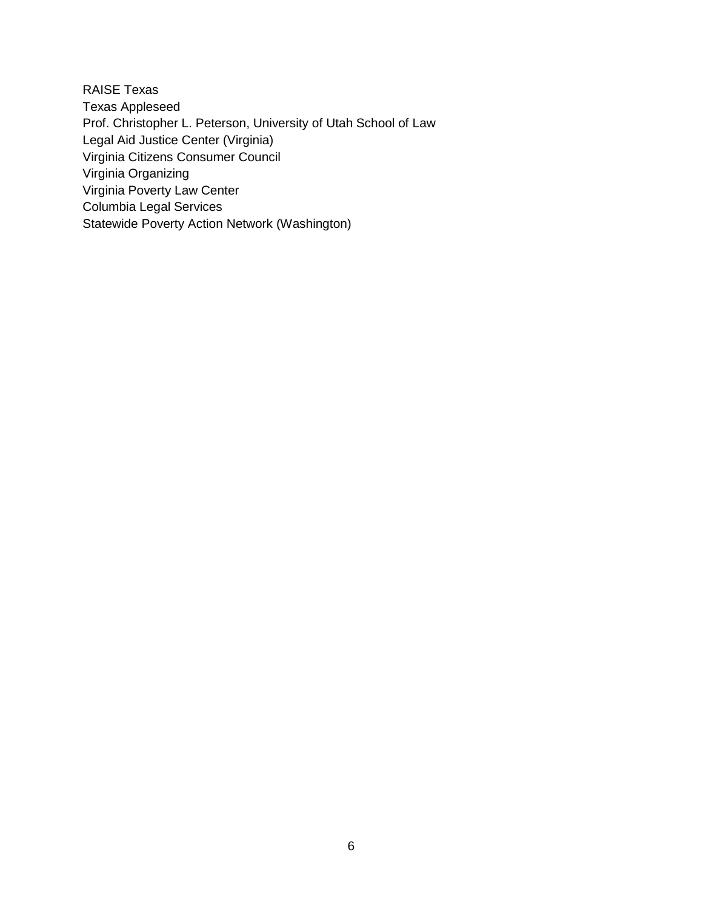RAISE Texas
Texas Appleseed
Prof. Christopher L. Peterson, University of Utah School of Law
Legal Aid Justice Center (Virginia)
Virginia Citizens Consumer Council
Virginia Organizing
Virginia Poverty Law Center
Columbia Legal Services
Statewide Poverty Action Network (Washington)